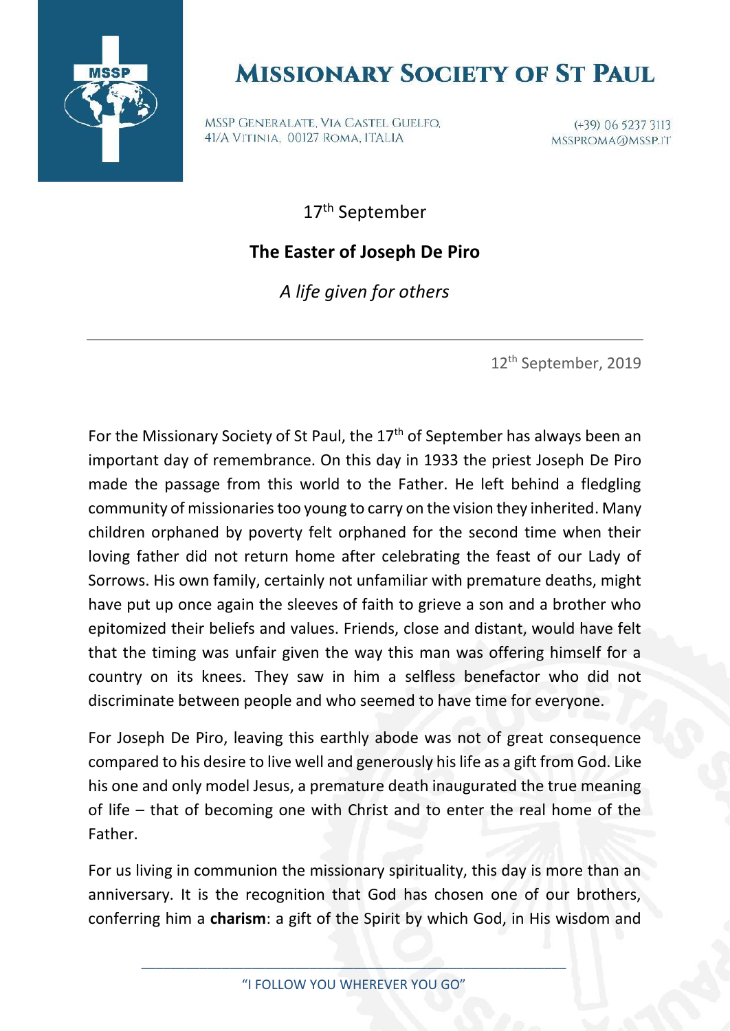# Missionary Society of St Paul

MSSP Generalate, Via Castel Guelfo, 41/A Vitinia, 00127 Roma, Italia

(+39) 06 5237 3113
MSSPROMA@MSSP.IT

17th September

## The Easter of Joseph De Piro

*A life given for others*

---

12th September, 2019

For the Missionary Society of St Paul, the 17th of September has always been an important day of remembrance. On this day in 1933 the priest Joseph De Piro made the passage from this world to the Father. He left behind a fledgling community of missionaries too young to carry on the vision they inherited. Many children orphaned by poverty felt orphaned for the second time when their loving father did not return home after celebrating the feast of our Lady of Sorrows. His own family, certainly not unfamiliar with premature deaths, might have put up once again the sleeves of faith to grieve a son and a brother who epitomized their beliefs and values. Friends, close and distant, would have felt that the timing was unfair given the way this man was offering himself for a country on its knees. They saw in him a selfless benefactor who did not discriminate between people and who seemed to have time for everyone.

For Joseph De Piro, leaving this earthly abode was not of great consequence compared to his desire to live well and generously his life as a gift from God. Like his one and only model Jesus, a premature death inaugurated the true meaning of life – that of becoming one with Christ and to enter the real home of the Father.

For us living in communion the missionary spirituality, this day is more than an anniversary. It is the recognition that God has chosen one of our brothers, conferring him a **charism**: a gift of the Spirit by which God, in His wisdom and

"I FOLLOW YOU WHEREVER YOU GO"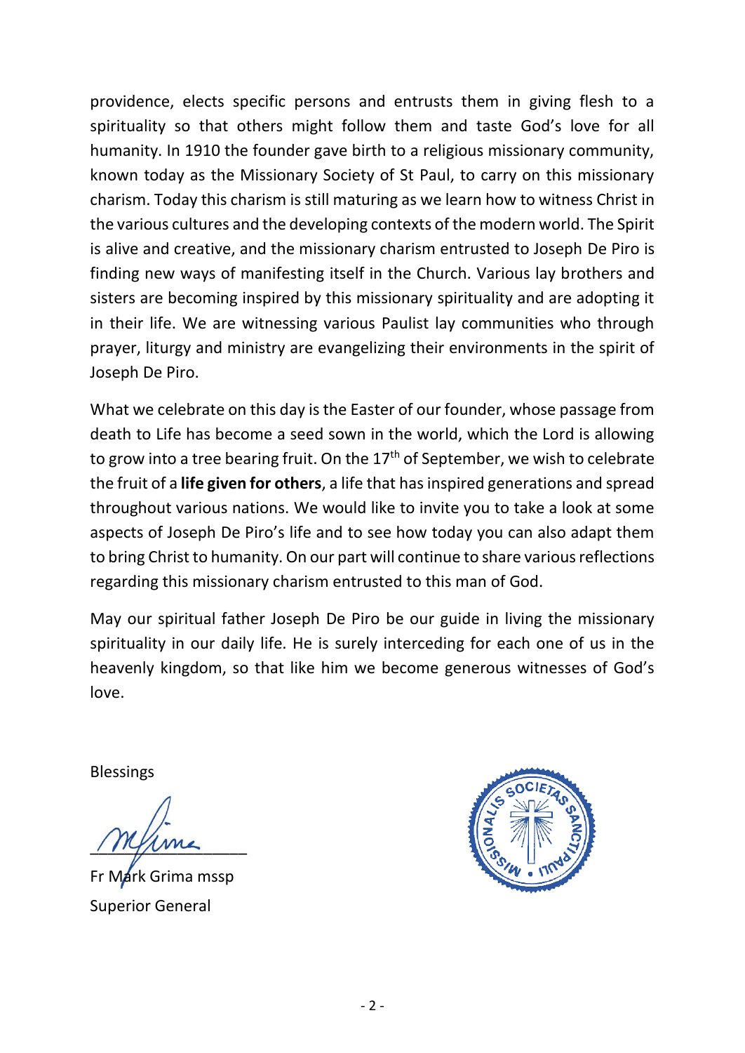providence, elects specific persons and entrusts them in giving flesh to a spirituality so that others might follow them and taste God's love for all humanity. In 1910 the founder gave birth to a religious missionary community, known today as the Missionary Society of St Paul, to carry on this missionary charism. Today this charism is still maturing as we learn how to witness Christ in the various cultures and the developing contexts of the modern world. The Spirit is alive and creative, and the missionary charism entrusted to Joseph De Piro is finding new ways of manifesting itself in the Church. Various lay brothers and sisters are becoming inspired by this missionary spirituality and are adopting it in their life. We are witnessing various Paulist lay communities who through prayer, liturgy and ministry are evangelizing their environments in the spirit of Joseph De Piro.

What we celebrate on this day is the Easter of our founder, whose passage from death to Life has become a seed sown in the world, which the Lord is allowing to grow into a tree bearing fruit. On the 17th of September, we wish to celebrate the fruit of a **life given for others**, a life that has inspired generations and spread throughout various nations. We would like to invite you to take a look at some aspects of Joseph De Piro's life and to see how today you can also adapt them to bring Christ to humanity. On our part will continue to share various reflections regarding this missionary charism entrusted to this man of God.

May our spiritual father Joseph De Piro be our guide in living the missionary spirituality in our daily life. He is surely interceding for each one of us in the heavenly kingdom, so that like him we become generous witnesses of God's love.

Blessings

Fr Mark Grima mssp
Superior General

MISSIONALIS SOCIETAS SANCTI PAULI